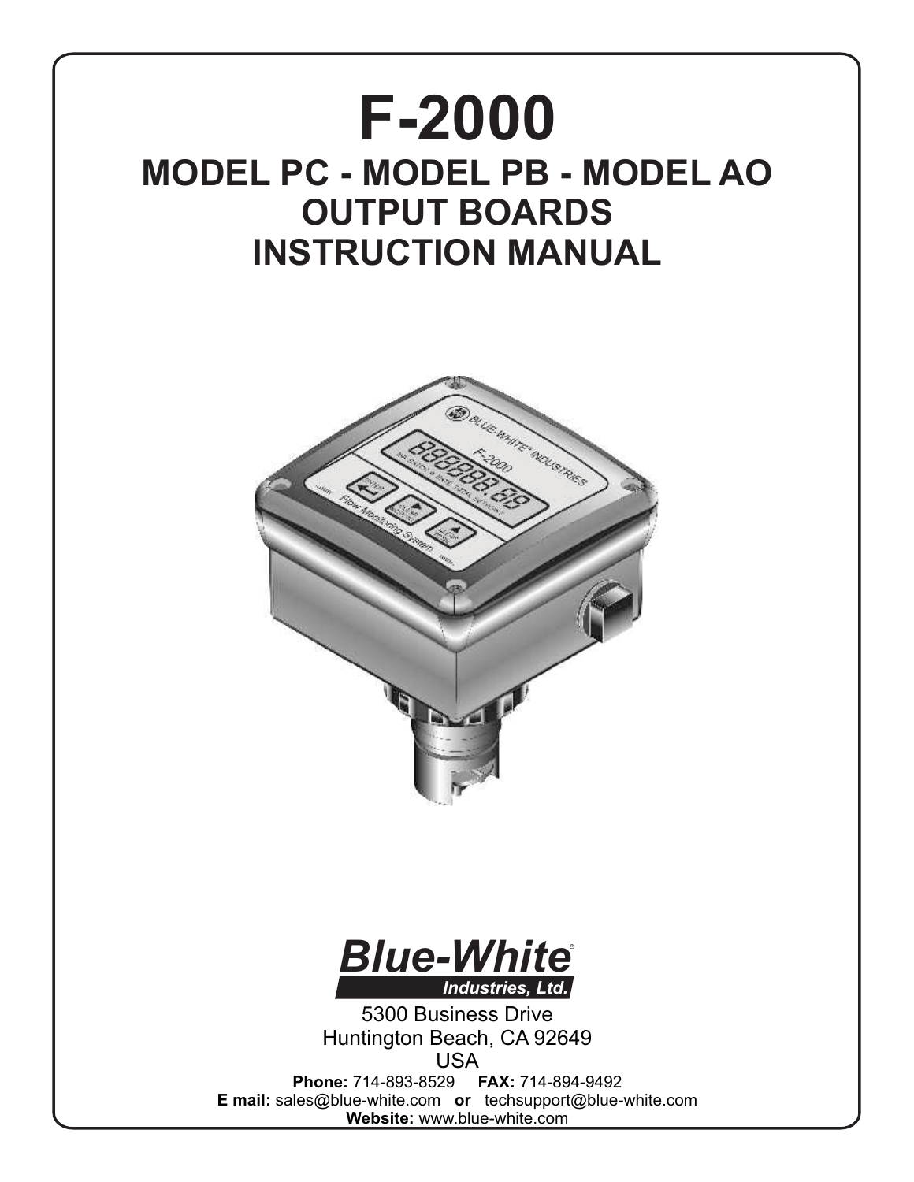# F-2000

## MODEL PC - MODEL PB - MODEL AO OUTPUT BOARDS INSTRUCTION MANUAL

**Blue-White®**
**Industries, Ltd.**

5300 Business Drive
Huntington Beach, CA 92649
USA

**Phone:** 714-893-8529 **FAX:** 714-894-9492
**E mail:** sales@blue-white.com **or** techsupport@blue-white.com
**Website:** www.blue-white.com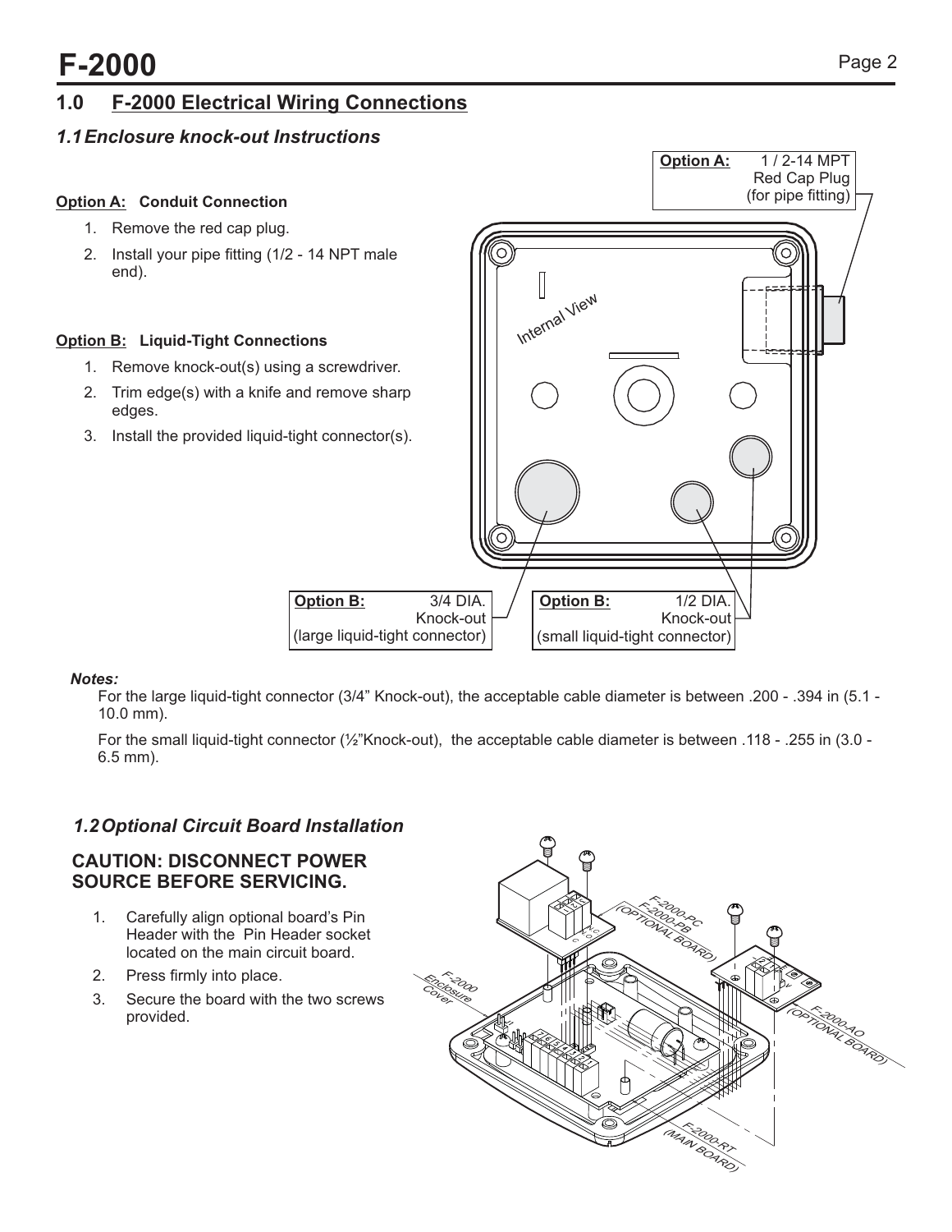## 1.0 F-2000 Electrical Wiring Connections

### 1.1 Enclosure knock-out Instructions

**Option A: Conduit Connection**

1. Remove the red cap plug.
2. Install your pipe fitting (1/2 - 14 NPT male end).

**Option B: Liquid-Tight Connections**

1. Remove knock-out(s) using a screwdriver.
2. Trim edge(s) with a knife and remove sharp edges.
3. Install the provided liquid-tight connector(s).

**Option A:** 1 / 2-14 MPT Red Cap Plug (for pipe fitting)

**Option B:** 3/4 DIA. Knock-out (large liquid-tight connector)

**Option B:** 1/2 DIA. Knock-out (small liquid-tight connector)

***Notes:***

For the large liquid-tight connector (3/4" Knock-out), the acceptable cable diameter is between .200 - .394 in (5.1 - 10.0 mm).

For the small liquid-tight connector (½"Knock-out), the acceptable cable diameter is between .118 - .255 in (3.0 - 6.5 mm).

### 1.2 Optional Circuit Board Installation

**CAUTION: DISCONNECT POWER SOURCE BEFORE SERVICING.**

1. Carefully align optional board's Pin Header with the Pin Header socket located on the main circuit board.
2. Press firmly into place.
3. Secure the board with the two screws provided.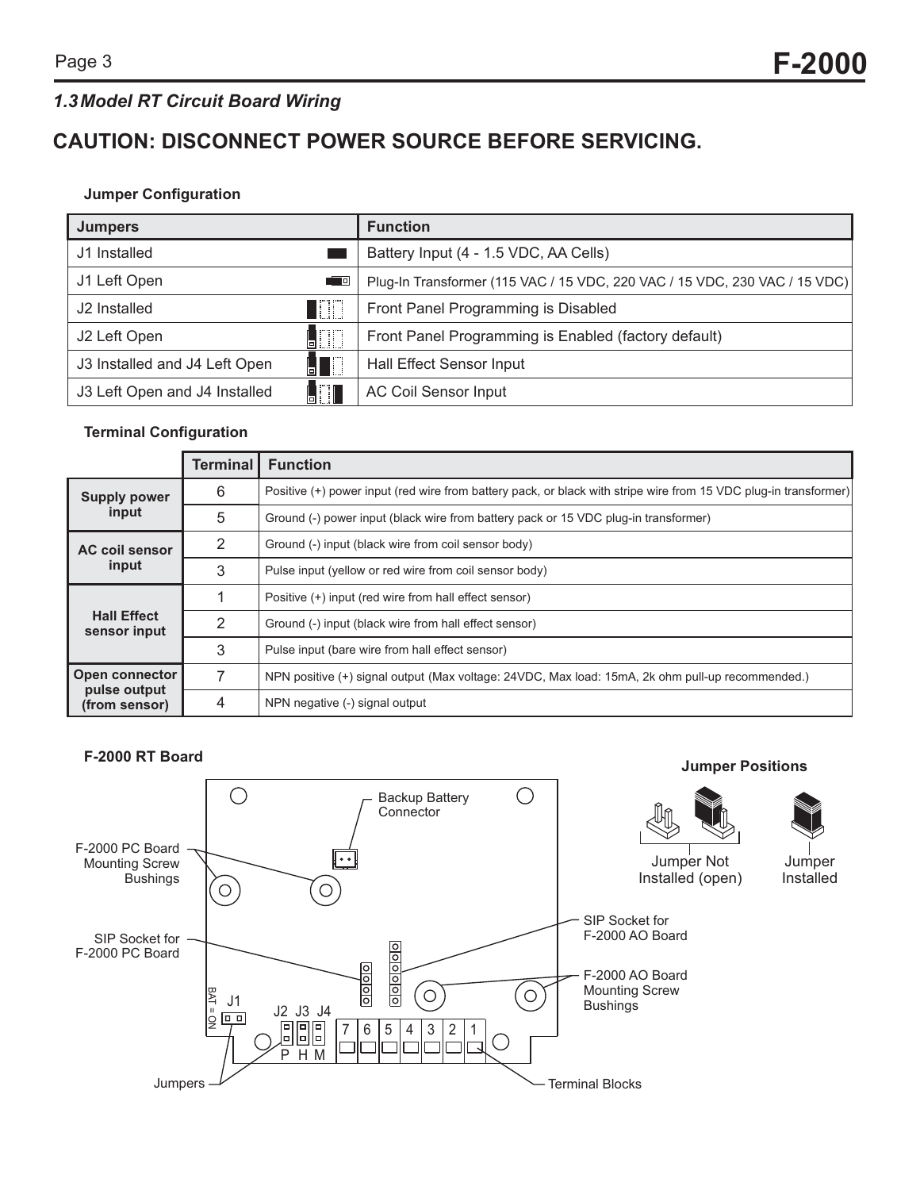## 1.3 Model RT Circuit Board Wiring

# CAUTION: DISCONNECT POWER SOURCE BEFORE SERVICING.

**Jumper Configuration**

| Jumpers | Function |
|---|---|
| J1 Installed | Battery Input (4 - 1.5 VDC, AA Cells) |
| J1 Left Open | Plug-In Transformer (115 VAC / 15 VDC, 220 VAC / 15 VDC, 230 VAC / 15 VDC) |
| J2 Installed | Front Panel Programming is Disabled |
| J2 Left Open | Front Panel Programming is Enabled (factory default) |
| J3 Installed and J4 Left Open | Hall Effect Sensor Input |
| J3 Left Open and J4 Installed | AC Coil Sensor Input |

**Terminal Configuration**

| | Terminal | Function |
|---|---|---|
| Supply power input | 6 | Positive (+) power input (red wire from battery pack, or black with stripe wire from 15 VDC plug-in transformer) |
| | 5 | Ground (-) power input (black wire from battery pack or 15 VDC plug-in transformer) |
| AC coil sensor input | 2 | Ground (-) input (black wire from coil sensor body) |
| | 3 | Pulse input (yellow or red wire from coil sensor body) |
| Hall Effect sensor input | 1 | Positive (+) input (red wire from hall effect sensor) |
| | 2 | Ground (-) input (black wire from hall effect sensor) |
| | 3 | Pulse input (bare wire from hall effect sensor) |
| Open connector pulse output (from sensor) | 7 | NPN positive (+) signal output (Max voltage: 24VDC, Max load: 15mA, 2k ohm pull-up recommended.) |
| | 4 | NPN negative (-) signal output |

**F-2000 RT Board**

Backup Battery Connector

F-2000 PC Board Mounting Screw Bushings

SIP Socket for F-2000 PC Board

SIP Socket for F-2000 AO Board

F-2000 AO Board Mounting Screw Bushings

BAT = ON J1

J2 J3 J4

P H M

7 6 5 4 3 2 1

Jumpers

Terminal Blocks

**Jumper Positions**

Jumper Not Installed (open)

Jumper Installed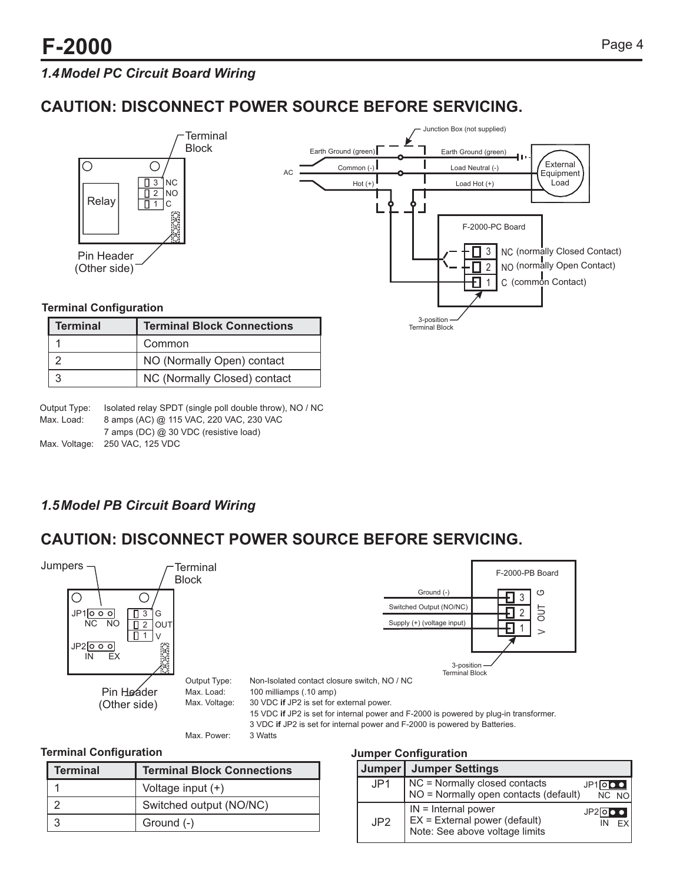### 1.4 Model PC Circuit Board Wiring

## CAUTION: DISCONNECT POWER SOURCE BEFORE SERVICING.

**Terminal Configuration**

| Terminal | Terminal Block Connections |
|---|---|
| 1 | Common |
| 2 | NO (Normally Open) contact |
| 3 | NC (Normally Closed) contact |

Output Type: Isolated relay SPDT (single poll double throw), NO / NC
Max. Load: 8 amps (AC) @ 115 VAC, 220 VAC, 230 VAC
7 amps (DC) @ 30 VDC (resistive load)
Max. Voltage: 250 VAC, 125 VDC

### 1.5 Model PB Circuit Board Wiring

## CAUTION: DISCONNECT POWER SOURCE BEFORE SERVICING.

Output Type: Non-Isolated contact closure switch, NO / NC
Max. Load: 100 milliamps (.10 amp)
Max. Voltage: 30 VDC **if** JP2 is set for external power.
15 VDC **if** JP2 is set for internal power and F-2000 is powered by plug-in transformer.
3 VDC **if** JP2 is set for internal power and F-2000 is powered by Batteries.
Max. Power: 3 Watts

**Terminal Configuration**

| Terminal | Terminal Block Connections |
|---|---|
| 1 | Voltage input (+) |
| 2 | Switched output (NO/NC) |
| 3 | Ground (-) |

**Jumper Configuration**

| Jumper | Jumper Settings |
|---|---|
| JP1 | NC = Normally closed contacts<br>NO = Normally open contacts (default) |
| JP2 | IN = Internal power<br>EX = External power (default)<br>Note: See above voltage limits |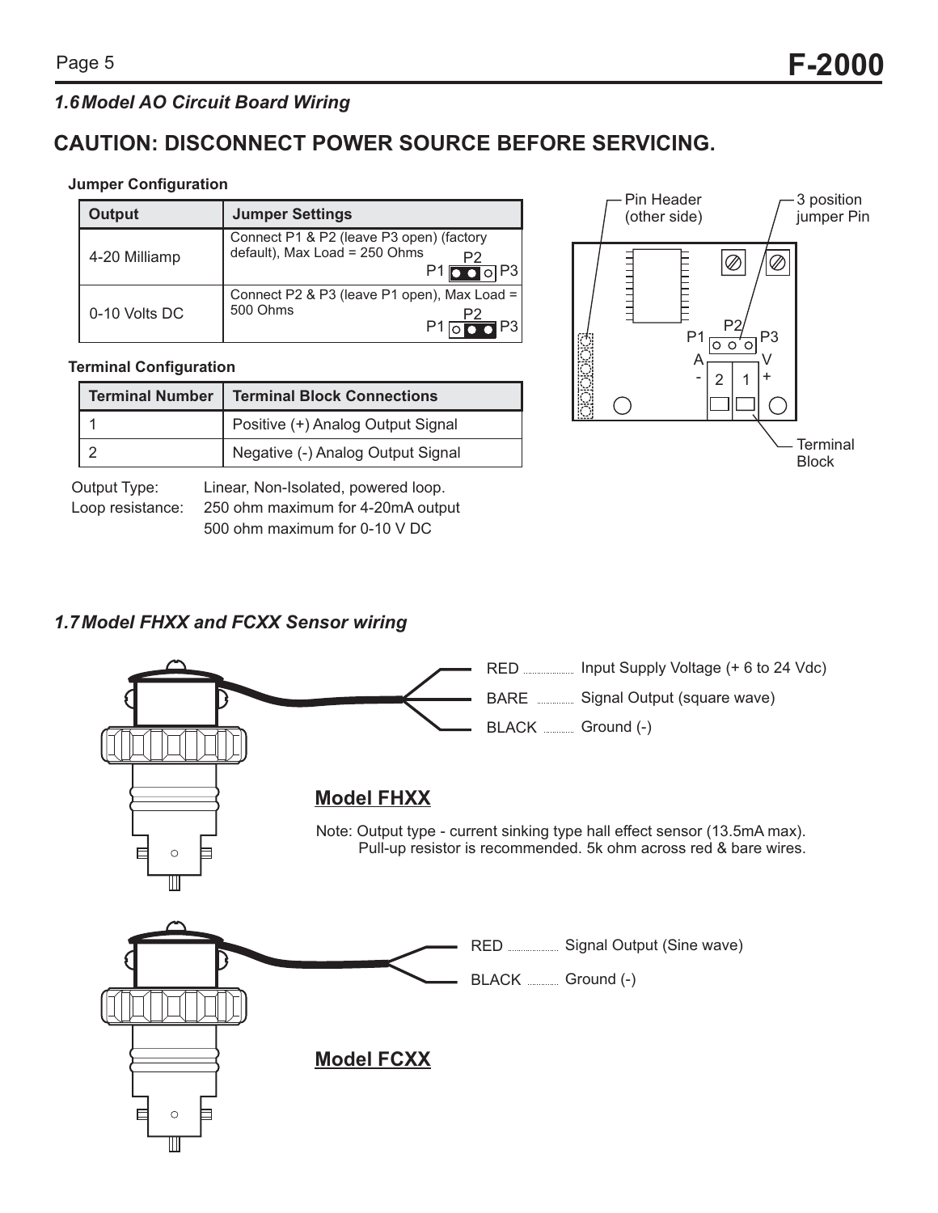### 1.6 Model AO Circuit Board Wiring

## CAUTION: DISCONNECT POWER SOURCE BEFORE SERVICING.

**Jumper Configuration**

| Output | Jumper Settings |
|---|---|
| 4-20 Milliamp | Connect P1 & P2 (leave P3 open) (factory default), Max Load = 250 Ohms |
| 0-10 Volts DC | Connect P2 & P3 (leave P1 open), Max Load = 500 Ohms |

**Terminal Configuration**

| Terminal Number | Terminal Block Connections |
|---|---|
| 1 | Positive (+) Analog Output Signal |
| 2 | Negative (-) Analog Output Signal |

Output Type: Linear, Non-Isolated, powered loop.
Loop resistance: 250 ohm maximum for 4-20mA output
500 ohm maximum for 0-10 V DC

Pin Header (other side)
3 position jumper Pin
Terminal Block

### 1.7 Model FHXX and FCXX Sensor wiring

**Model FHXX**

- RED ........ Input Supply Voltage (+ 6 to 24 Vdc)
- BARE ........ Signal Output (square wave)
- BLACK ........ Ground (-)

Note: Output type - current sinking type hall effect sensor (13.5mA max).
Pull-up resistor is recommended. 5k ohm across red & bare wires.

**Model FCXX**

- RED ........ Signal Output (Sine wave)
- BLACK ........ Ground (-)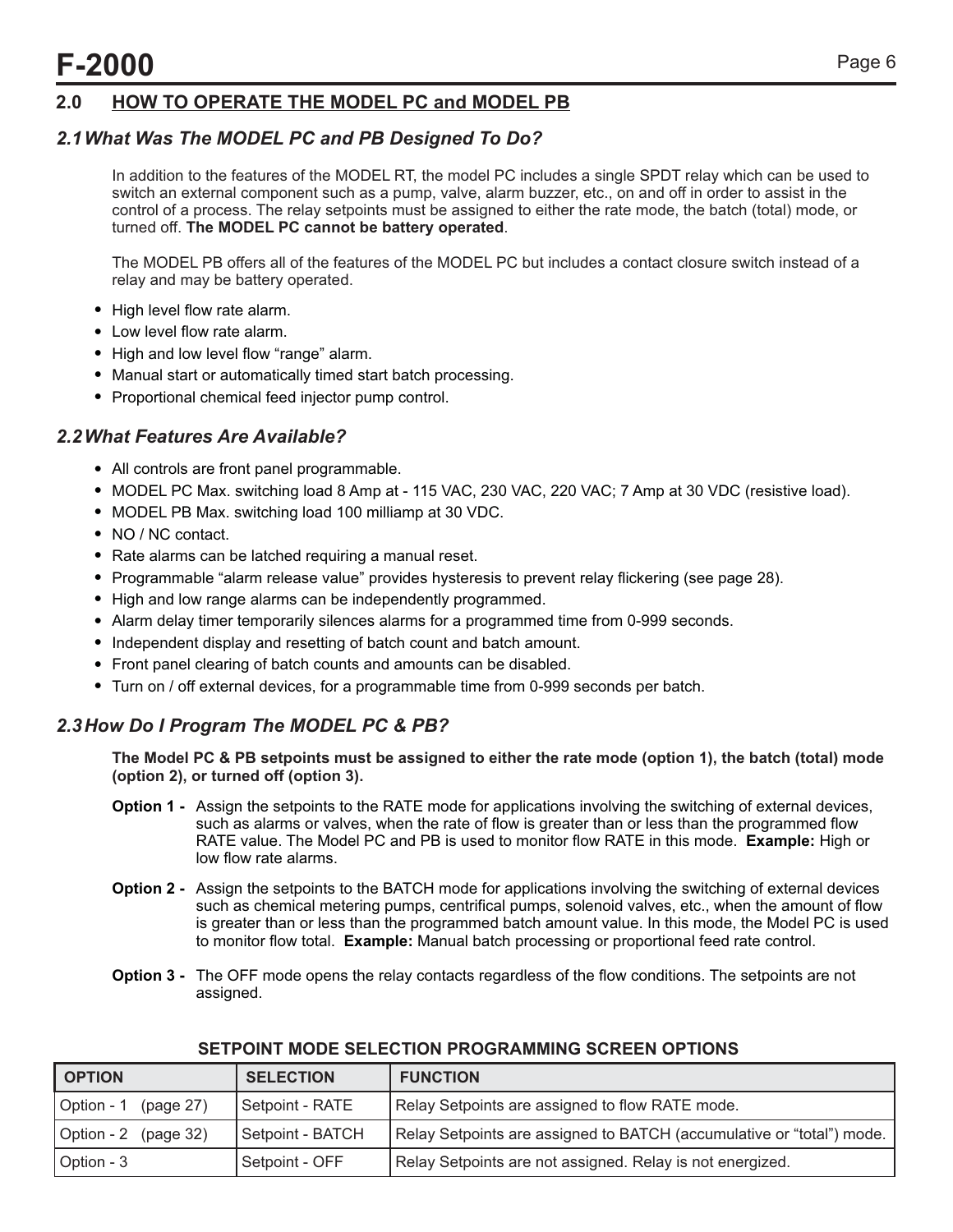## 2.0 HOW TO OPERATE THE MODEL PC and MODEL PB

### 2.1 What Was The MODEL PC and PB Designed To Do?

In addition to the features of the MODEL RT, the model PC includes a single SPDT relay which can be used to switch an external component such as a pump, valve, alarm buzzer, etc., on and off in order to assist in the control of a process. The relay setpoints must be assigned to either the rate mode, the batch (total) mode, or turned off. **The MODEL PC cannot be battery operated**.

The MODEL PB offers all of the features of the MODEL PC but includes a contact closure switch instead of a relay and may be battery operated.

- High level flow rate alarm.
- Low level flow rate alarm.
- High and low level flow "range" alarm.
- Manual start or automatically timed start batch processing.
- Proportional chemical feed injector pump control.

### 2.2 What Features Are Available?

- All controls are front panel programmable.
- MODEL PC Max. switching load 8 Amp at - 115 VAC, 230 VAC, 220 VAC; 7 Amp at 30 VDC (resistive load).
- MODEL PB Max. switching load 100 milliamp at 30 VDC.
- NO / NC contact.
- Rate alarms can be latched requiring a manual reset.
- Programmable "alarm release value" provides hysteresis to prevent relay flickering (see page 28).
- High and low range alarms can be independently programmed.
- Alarm delay timer temporarily silences alarms for a programmed time from 0-999 seconds.
- Independent display and resetting of batch count and batch amount.
- Front panel clearing of batch counts and amounts can be disabled.
- Turn on / off external devices, for a programmable time from 0-999 seconds per batch.

### 2.3 How Do I Program The MODEL PC & PB?

**The Model PC & PB setpoints must be assigned to either the rate mode (option 1), the batch (total) mode (option 2), or turned off (option 3).**

**Option 1 -** Assign the setpoints to the RATE mode for applications involving the switching of external devices, such as alarms or valves, when the rate of flow is greater than or less than the programmed flow RATE value. The Model PC and PB is used to monitor flow RATE in this mode. **Example:** High or low flow rate alarms.

**Option 2 -** Assign the setpoints to the BATCH mode for applications involving the switching of external devices such as chemical metering pumps, centrifical pumps, solenoid valves, etc., when the amount of flow is greater than or less than the programmed batch amount value. In this mode, the Model PC is used to monitor flow total. **Example:** Manual batch processing or proportional feed rate control.

**Option 3 -** The OFF mode opens the relay contacts regardless of the flow conditions. The setpoints are not assigned.

**SETPOINT MODE SELECTION PROGRAMMING SCREEN OPTIONS**

| OPTION | SELECTION | FUNCTION |
|---|---|---|
| Option - 1 (page 27) | Setpoint - RATE | Relay Setpoints are assigned to flow RATE mode. |
| Option - 2 (page 32) | Setpoint - BATCH | Relay Setpoints are assigned to BATCH (accumulative or "total") mode. |
| Option - 3 | Setpoint - OFF | Relay Setpoints are not assigned. Relay is not energized. |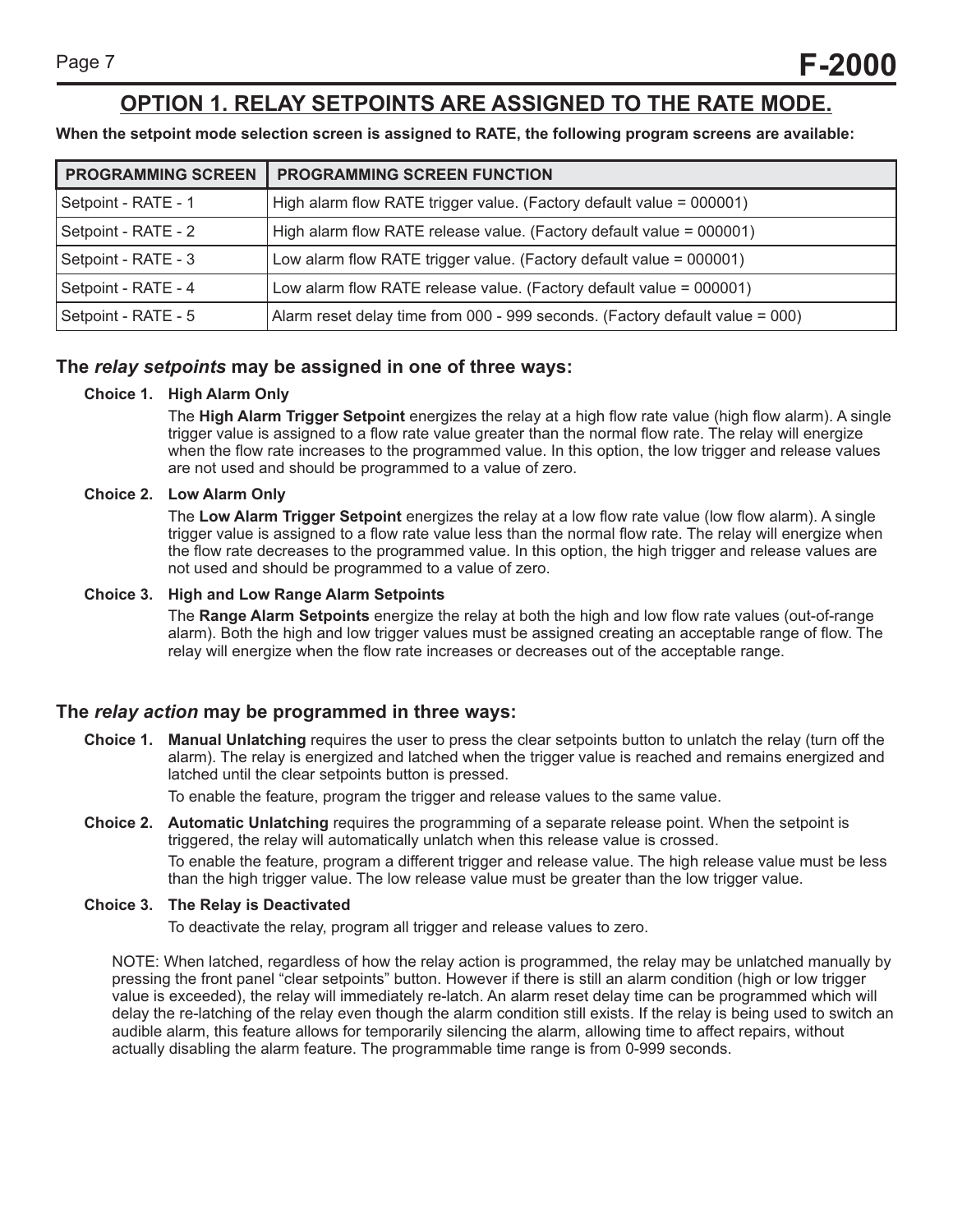## OPTION 1. RELAY SETPOINTS ARE ASSIGNED TO THE RATE MODE.

**When the setpoint mode selection screen is assigned to RATE, the following program screens are available:**

| PROGRAMMING SCREEN | PROGRAMMING SCREEN FUNCTION |
|---|---|
| Setpoint - RATE - 1 | High alarm flow RATE trigger value. (Factory default value = 000001) |
| Setpoint - RATE - 2 | High alarm flow RATE release value. (Factory default value = 000001) |
| Setpoint - RATE - 3 | Low alarm flow RATE trigger value. (Factory default value = 000001) |
| Setpoint - RATE - 4 | Low alarm flow RATE release value. (Factory default value = 000001) |
| Setpoint - RATE - 5 | Alarm reset delay time from 000 - 999 seconds. (Factory default value = 000) |

### The *relay setpoints* may be assigned in one of three ways:

**Choice 1. High Alarm Only**

The **High Alarm Trigger Setpoint** energizes the relay at a high flow rate value (high flow alarm). A single trigger value is assigned to a flow rate value greater than the normal flow rate. The relay will energize when the flow rate increases to the programmed value. In this option, the low trigger and release values are not used and should be programmed to a value of zero.

**Choice 2. Low Alarm Only**

The **Low Alarm Trigger Setpoint** energizes the relay at a low flow rate value (low flow alarm). A single trigger value is assigned to a flow rate value less than the normal flow rate. The relay will energize when the flow rate decreases to the programmed value. In this option, the high trigger and release values are not used and should be programmed to a value of zero.

**Choice 3. High and Low Range Alarm Setpoints**

The **Range Alarm Setpoints** energize the relay at both the high and low flow rate values (out-of-range alarm). Both the high and low trigger values must be assigned creating an acceptable range of flow. The relay will energize when the flow rate increases or decreases out of the acceptable range.

### The *relay action* may be programmed in three ways:

**Choice 1. Manual Unlatching** requires the user to press the clear setpoints button to unlatch the relay (turn off the alarm). The relay is energized and latched when the trigger value is reached and remains energized and latched until the clear setpoints button is pressed.

To enable the feature, program the trigger and release values to the same value.

**Choice 2. Automatic Unlatching** requires the programming of a separate release point. When the setpoint is triggered, the relay will automatically unlatch when this release value is crossed.

To enable the feature, program a different trigger and release value. The high release value must be less than the high trigger value. The low release value must be greater than the low trigger value.

**Choice 3. The Relay is Deactivated**

To deactivate the relay, program all trigger and release values to zero.

NOTE: When latched, regardless of how the relay action is programmed, the relay may be unlatched manually by pressing the front panel "clear setpoints" button. However if there is still an alarm condition (high or low trigger value is exceeded), the relay will immediately re-latch. An alarm reset delay time can be programmed which will delay the re-latching of the relay even though the alarm condition still exists. If the relay is being used to switch an audible alarm, this feature allows for temporarily silencing the alarm, allowing time to affect repairs, without actually disabling the alarm feature. The programmable time range is from 0-999 seconds.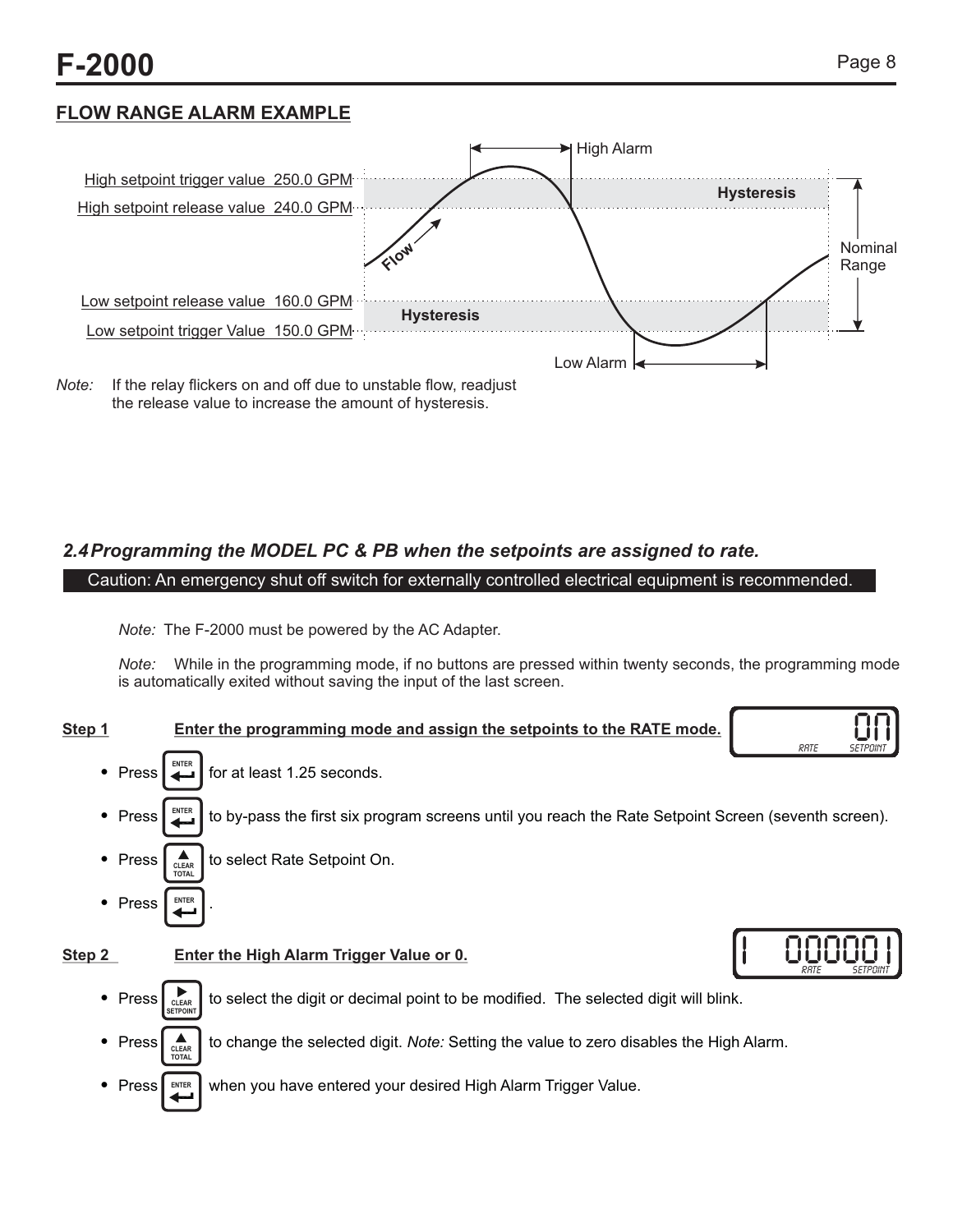## FLOW RANGE ALARM EXAMPLE

High setpoint trigger value 250.0 GPM

High setpoint release value 240.0 GPM

Low setpoint release value 160.0 GPM

Low setpoint trigger Value 150.0 GPM

High Alarm

Hysteresis

Flow

Nominal Range

Hysteresis

Low Alarm

*Note:* If the relay flickers on and off due to unstable flow, readjust the release value to increase the amount of hysteresis.

### *2.4 Programming the MODEL PC & PB when the setpoints are assigned to rate.*

Caution: An emergency shut off switch for externally controlled electrical equipment is recommended.

*Note:* The F-2000 must be powered by the AC Adapter.

*Note:* While in the programming mode, if no buttons are pressed within twenty seconds, the programming mode is automatically exited without saving the input of the last screen.

**Step 1** **Enter the programming mode and assign the setpoints to the RATE mode.**

Display: On — RATE SETPOINT

- Press ENTER for at least 1.25 seconds.
- Press ENTER to by-pass the first six program screens until you reach the Rate Setpoint Screen (seventh screen).
- Press CLEAR TOTAL (▲) to select Rate Setpoint On.
- Press ENTER.

**Step 2** **Enter the High Alarm Trigger Value or 0.**

Display: 1 000001 — RATE SETPOINT

- Press CLEAR SETPOINT (▶) to select the digit or decimal point to be modified. The selected digit will blink.
- Press CLEAR TOTAL (▲) to change the selected digit. *Note:* Setting the value to zero disables the High Alarm.
- Press ENTER when you have entered your desired High Alarm Trigger Value.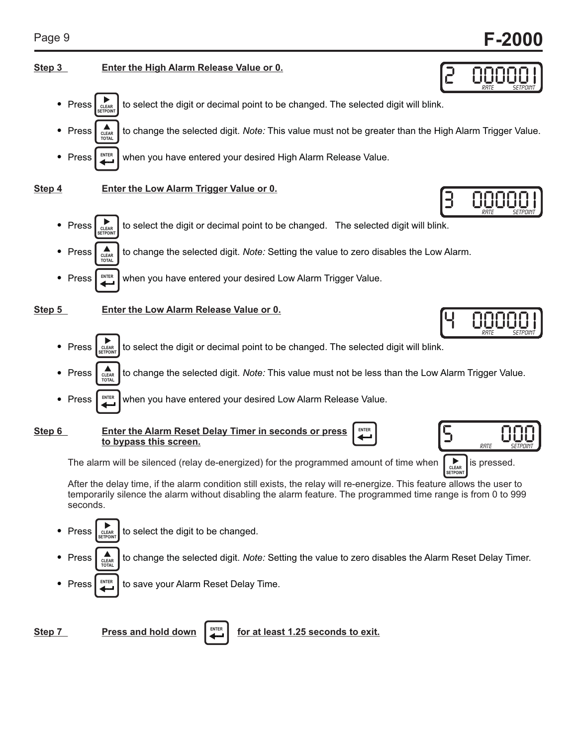**Step 3** **Enter the High Alarm Release Value or 0.**

2 000001 RATE SETPOINT

- Press [▶ CLEAR SETPOINT] to select the digit or decimal point to be changed. The selected digit will blink.
- Press [▲ CLEAR TOTAL] to change the selected digit. *Note:* This value must not be greater than the High Alarm Trigger Value.
- Press [ENTER] when you have entered your desired High Alarm Release Value.

**Step 4** **Enter the Low Alarm Trigger Value or 0.**

3 000001 RATE SETPOINT

- Press [▶ CLEAR SETPOINT] to select the digit or decimal point to be changed. The selected digit will blink.
- Press [▲ CLEAR TOTAL] to change the selected digit. *Note:* Setting the value to zero disables the Low Alarm.
- Press [ENTER] when you have entered your desired Low Alarm Trigger Value.

**Step 5** **Enter the Low Alarm Release Value or 0.**

4 000001 RATE SETPOINT

- Press [▶ CLEAR SETPOINT] to select the digit or decimal point to be changed. The selected digit will blink.
- Press [▲ CLEAR TOTAL] to change the selected digit. *Note:* This value must not be less than the Low Alarm Trigger Value.
- Press [ENTER] when you have entered your desired Low Alarm Release Value.

**Step 6** **Enter the Alarm Reset Delay Timer in seconds or press [ENTER] to bypass this screen.**

5 000 RATE SETPOINT

The alarm will be silenced (relay de-energized) for the programmed amount of time when [▶ CLEAR SETPOINT] is pressed.

After the delay time, if the alarm condition still exists, the relay will re-energize. This feature allows the user to temporarily silence the alarm without disabling the alarm feature. The programmed time range is from 0 to 999 seconds.

- Press [▶ CLEAR SETPOINT] to select the digit to be changed.
- Press [▲ CLEAR TOTAL] to change the selected digit. *Note:* Setting the value to zero disables the Alarm Reset Delay Timer.
- Press [ENTER] to save your Alarm Reset Delay Time.

**Step 7** **Press and hold down [ENTER] for at least 1.25 seconds to exit.**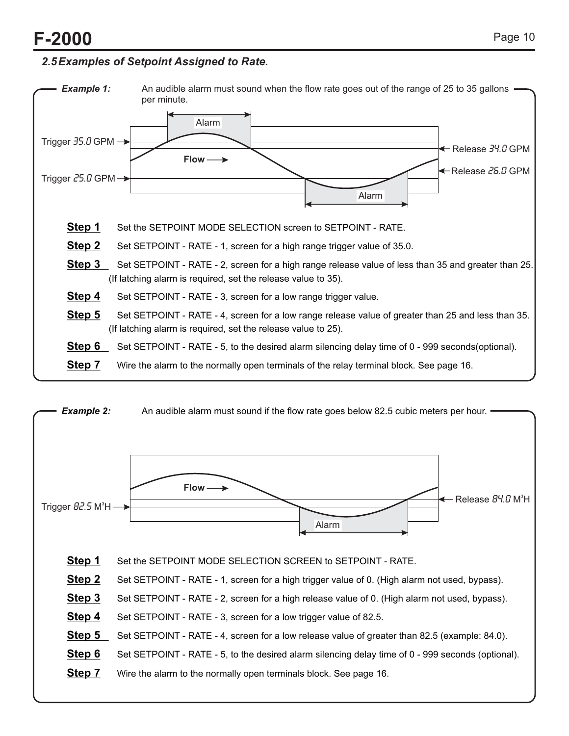## 2.5 Examples of Setpoint Assigned to Rate.

***Example 1:*** An audible alarm must sound when the flow rate goes out of the range of 25 to 35 gallons per minute.

Alarm

Trigger 35.0 GPM

Release 34.0 GPM

Flow

Release 26.0 GPM

Trigger 25.0 GPM

Alarm

**Step 1** Set the SETPOINT MODE SELECTION screen to SETPOINT - RATE.

**Step 2** Set SETPOINT - RATE - 1, screen for a high range trigger value of 35.0.

**Step 3** Set SETPOINT - RATE - 2, screen for a high range release value of less than 35 and greater than 25. (If latching alarm is required, set the release value to 35).

**Step 4** Set SETPOINT - RATE - 3, screen for a low range trigger value.

**Step 5** Set SETPOINT - RATE - 4, screen for a low range release value of greater than 25 and less than 35. (If latching alarm is required, set the release value to 25).

**Step 6** Set SETPOINT - RATE - 5, to the desired alarm silencing delay time of 0 - 999 seconds(optional).

**Step 7** Wire the alarm to the normally open terminals of the relay terminal block. See page 16.

***Example 2:*** An audible alarm must sound if the flow rate goes below 82.5 cubic meters per hour.

Flow

Release 84.0 $M^3H$

Trigger 82.5 $M^3H$

Alarm

**Step 1** Set the SETPOINT MODE SELECTION SCREEN to SETPOINT - RATE.

**Step 2** Set SETPOINT - RATE - 1, screen for a high trigger value of 0. (High alarm not used, bypass).

**Step 3** Set SETPOINT - RATE - 2, screen for a high release value of 0. (High alarm not used, bypass).

**Step 4** Set SETPOINT - RATE - 3, screen for a low trigger value of 82.5.

**Step 5** Set SETPOINT - RATE - 4, screen for a low release value of greater than 82.5 (example: 84.0).

**Step 6** Set SETPOINT - RATE - 5, to the desired alarm silencing delay time of 0 - 999 seconds (optional).

**Step 7** Wire the alarm to the normally open terminals block. See page 16.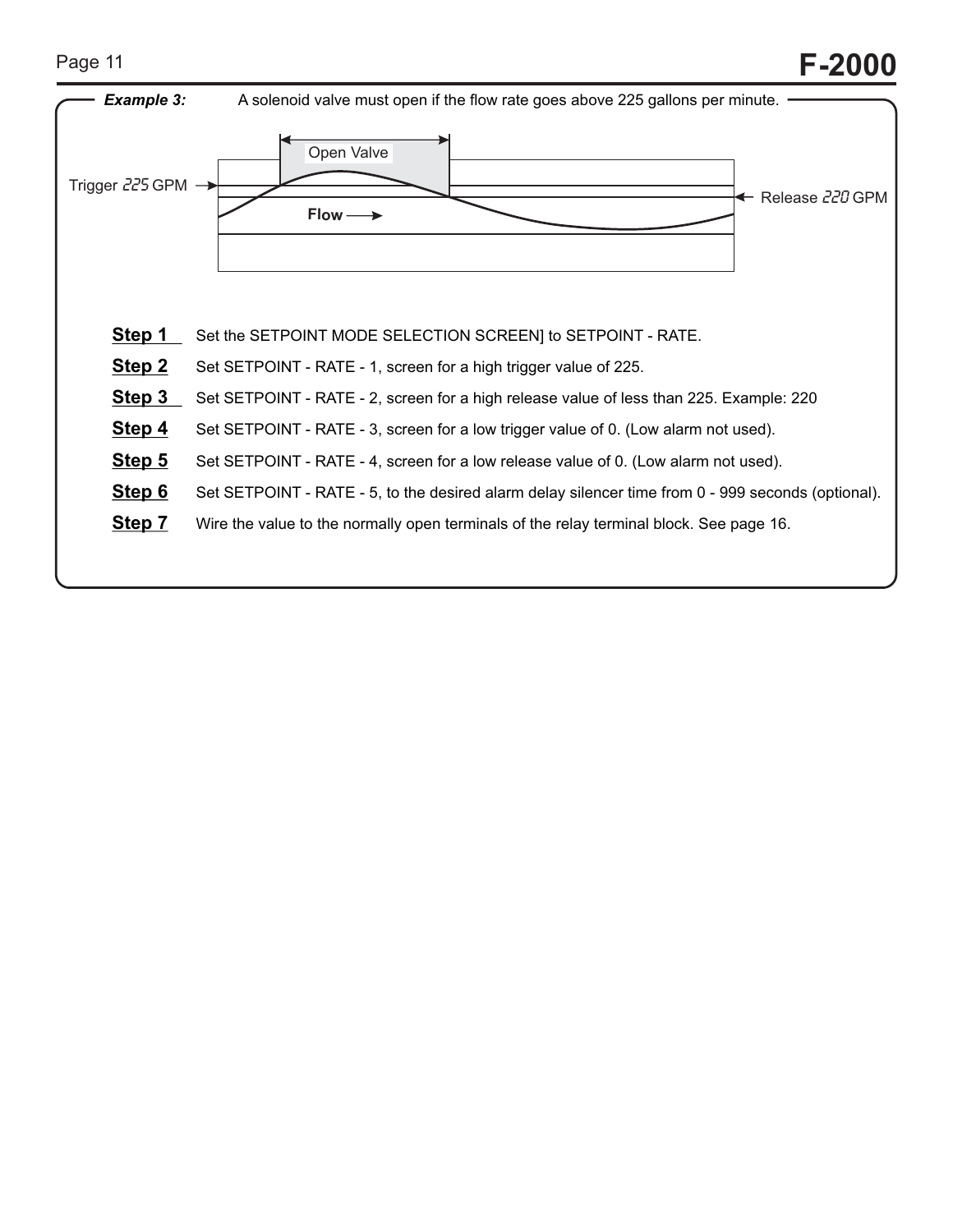***Example 3:*** A solenoid valve must open if the flow rate goes above 225 gallons per minute.

Trigger 225 GPM

Open Valve

Flow

Release 220 GPM

**Step 1** Set the SETPOINT MODE SELECTION SCREEN] to SETPOINT - RATE.

**Step 2** Set SETPOINT - RATE - 1, screen for a high trigger value of 225.

**Step 3** Set SETPOINT - RATE - 2, screen for a high release value of less than 225. Example: 220

**Step 4** Set SETPOINT - RATE - 3, screen for a low trigger value of 0. (Low alarm not used).

**Step 5** Set SETPOINT - RATE - 4, screen for a low release value of 0. (Low alarm not used).

**Step 6** Set SETPOINT - RATE - 5, to the desired alarm delay silencer time from 0 - 999 seconds (optional).

**Step 7** Wire the value to the normally open terminals of the relay terminal block. See page 16.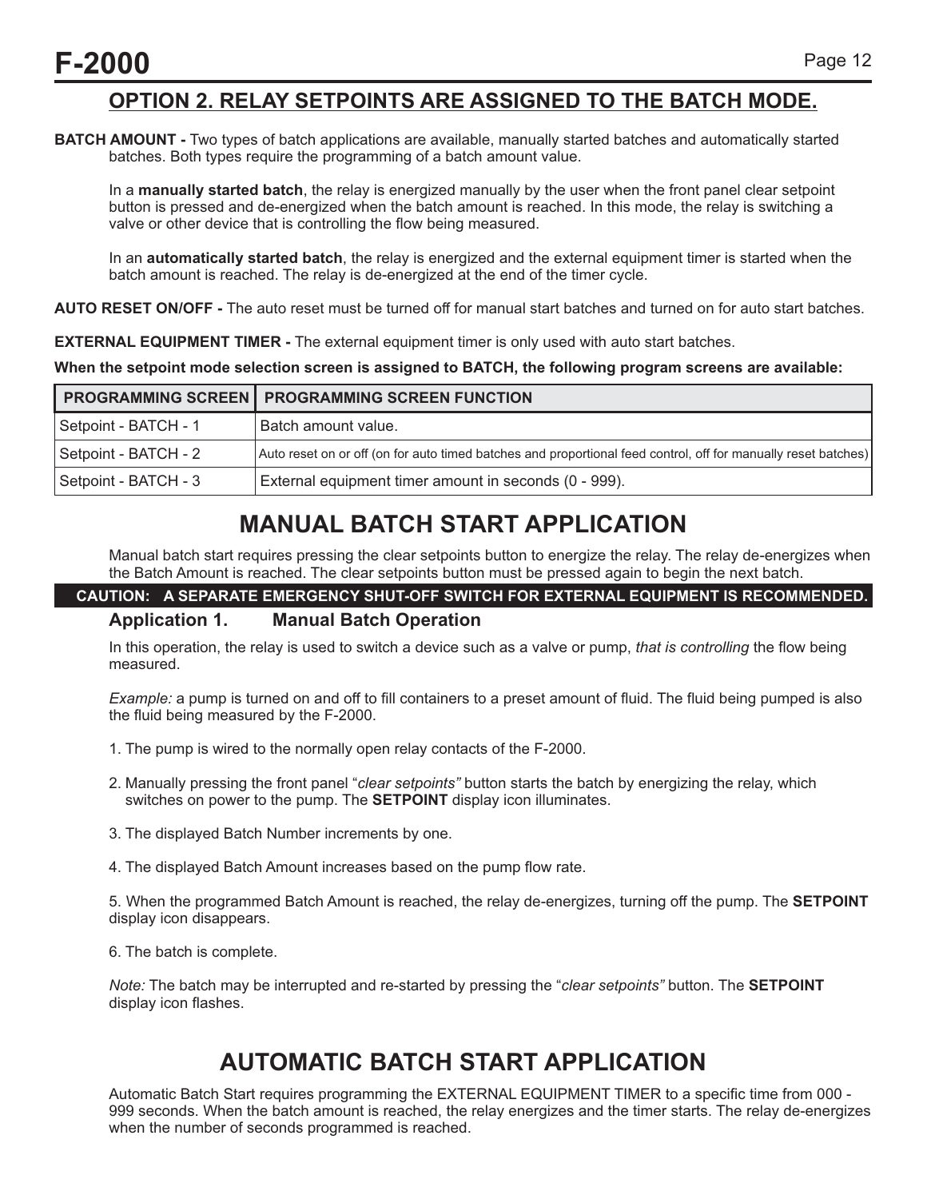## OPTION 2. RELAY SETPOINTS ARE ASSIGNED TO THE BATCH MODE.

**BATCH AMOUNT -** Two types of batch applications are available, manually started batches and automatically started batches. Both types require the programming of a batch amount value.

In a **manually started batch**, the relay is energized manually by the user when the front panel clear setpoint button is pressed and de-energized when the batch amount is reached. In this mode, the relay is switching a valve or other device that is controlling the flow being measured.

In an **automatically started batch**, the relay is energized and the external equipment timer is started when the batch amount is reached. The relay is de-energized at the end of the timer cycle.

**AUTO RESET ON/OFF -** The auto reset must be turned off for manual start batches and turned on for auto start batches.

**EXTERNAL EQUIPMENT TIMER -** The external equipment timer is only used with auto start batches.

**When the setpoint mode selection screen is assigned to BATCH, the following program screens are available:**

| PROGRAMMING SCREEN | PROGRAMMING SCREEN FUNCTION |
|---|---|
| Setpoint - BATCH - 1 | Batch amount value. |
| Setpoint - BATCH - 2 | Auto reset on or off (on for auto timed batches and proportional feed control, off for manually reset batches) |
| Setpoint - BATCH - 3 | External equipment timer amount in seconds (0 - 999). |

## MANUAL BATCH START APPLICATION

Manual batch start requires pressing the clear setpoints button to energize the relay. The relay de-energizes when the Batch Amount is reached. The clear setpoints button must be pressed again to begin the next batch.

**CAUTION: A SEPARATE EMERGENCY SHUT-OFF SWITCH FOR EXTERNAL EQUIPMENT IS RECOMMENDED.**

### Application 1. Manual Batch Operation

In this operation, the relay is used to switch a device such as a valve or pump, *that is controlling* the flow being measured.

*Example:* a pump is turned on and off to fill containers to a preset amount of fluid. The fluid being pumped is also the fluid being measured by the F-2000.

1. The pump is wired to the normally open relay contacts of the F-2000.

2. Manually pressing the front panel "*clear setpoints"* button starts the batch by energizing the relay, which switches on power to the pump. The **SETPOINT** display icon illuminates.

3. The displayed Batch Number increments by one.

4. The displayed Batch Amount increases based on the pump flow rate.

5. When the programmed Batch Amount is reached, the relay de-energizes, turning off the pump. The **SETPOINT** display icon disappears.

6. The batch is complete.

*Note:* The batch may be interrupted and re-started by pressing the "*clear setpoints"* button. The **SETPOINT** display icon flashes.

## AUTOMATIC BATCH START APPLICATION

Automatic Batch Start requires programming the EXTERNAL EQUIPMENT TIMER to a specific time from 000 - 999 seconds. When the batch amount is reached, the relay energizes and the timer starts. The relay de-energizes when the number of seconds programmed is reached.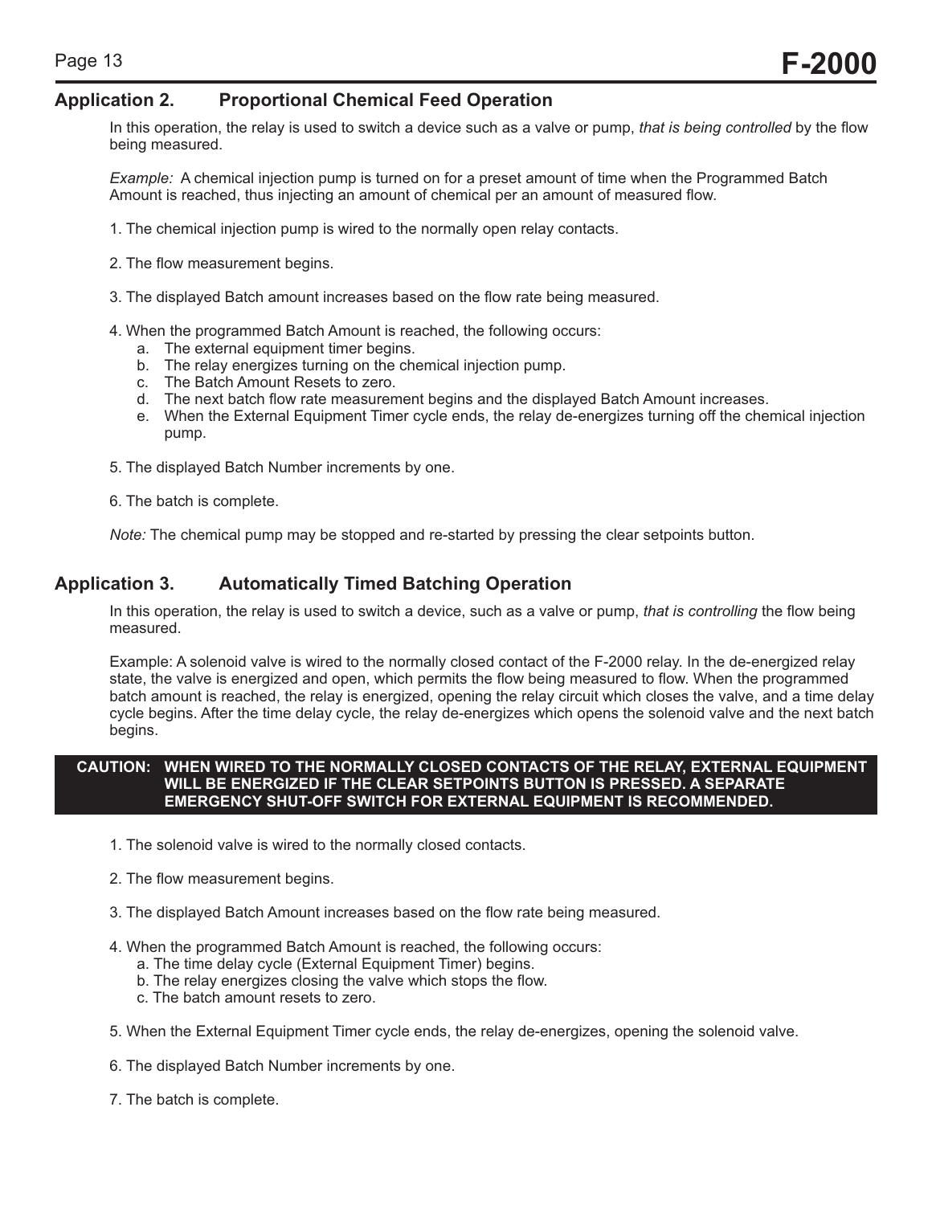## Application 2. Proportional Chemical Feed Operation

In this operation, the relay is used to switch a device such as a valve or pump, *that is being controlled* by the flow being measured.

*Example:* A chemical injection pump is turned on for a preset amount of time when the Programmed Batch Amount is reached, thus injecting an amount of chemical per an amount of measured flow.

1. The chemical injection pump is wired to the normally open relay contacts.

2. The flow measurement begins.

3. The displayed Batch amount increases based on the flow rate being measured.

4. When the programmed Batch Amount is reached, the following occurs:
    a. The external equipment timer begins.
    b. The relay energizes turning on the chemical injection pump.
    c. The Batch Amount Resets to zero.
    d. The next batch flow rate measurement begins and the displayed Batch Amount increases.
    e. When the External Equipment Timer cycle ends, the relay de-energizes turning off the chemical injection pump.

5. The displayed Batch Number increments by one.

6. The batch is complete.

*Note:* The chemical pump may be stopped and re-started by pressing the clear setpoints button.

## Application 3. Automatically Timed Batching Operation

In this operation, the relay is used to switch a device, such as a valve or pump, *that is controlling* the flow being measured.

Example: A solenoid valve is wired to the normally closed contact of the F-2000 relay. In the de-energized relay state, the valve is energized and open, which permits the flow being measured to flow. When the programmed batch amount is reached, the relay is energized, opening the relay circuit which closes the valve, and a time delay cycle begins. After the time delay cycle, the relay de-energizes which opens the solenoid valve and the next batch begins.

**CAUTION: WHEN WIRED TO THE NORMALLY CLOSED CONTACTS OF THE RELAY, EXTERNAL EQUIPMENT WILL BE ENERGIZED IF THE CLEAR SETPOINTS BUTTON IS PRESSED. A SEPARATE EMERGENCY SHUT-OFF SWITCH FOR EXTERNAL EQUIPMENT IS RECOMMENDED.**

1. The solenoid valve is wired to the normally closed contacts.

2. The flow measurement begins.

3. The displayed Batch Amount increases based on the flow rate being measured.

4. When the programmed Batch Amount is reached, the following occurs:
    a. The time delay cycle (External Equipment Timer) begins.
    b. The relay energizes closing the valve which stops the flow.
    c. The batch amount resets to zero.

5. When the External Equipment Timer cycle ends, the relay de-energizes, opening the solenoid valve.

6. The displayed Batch Number increments by one.

7. The batch is complete.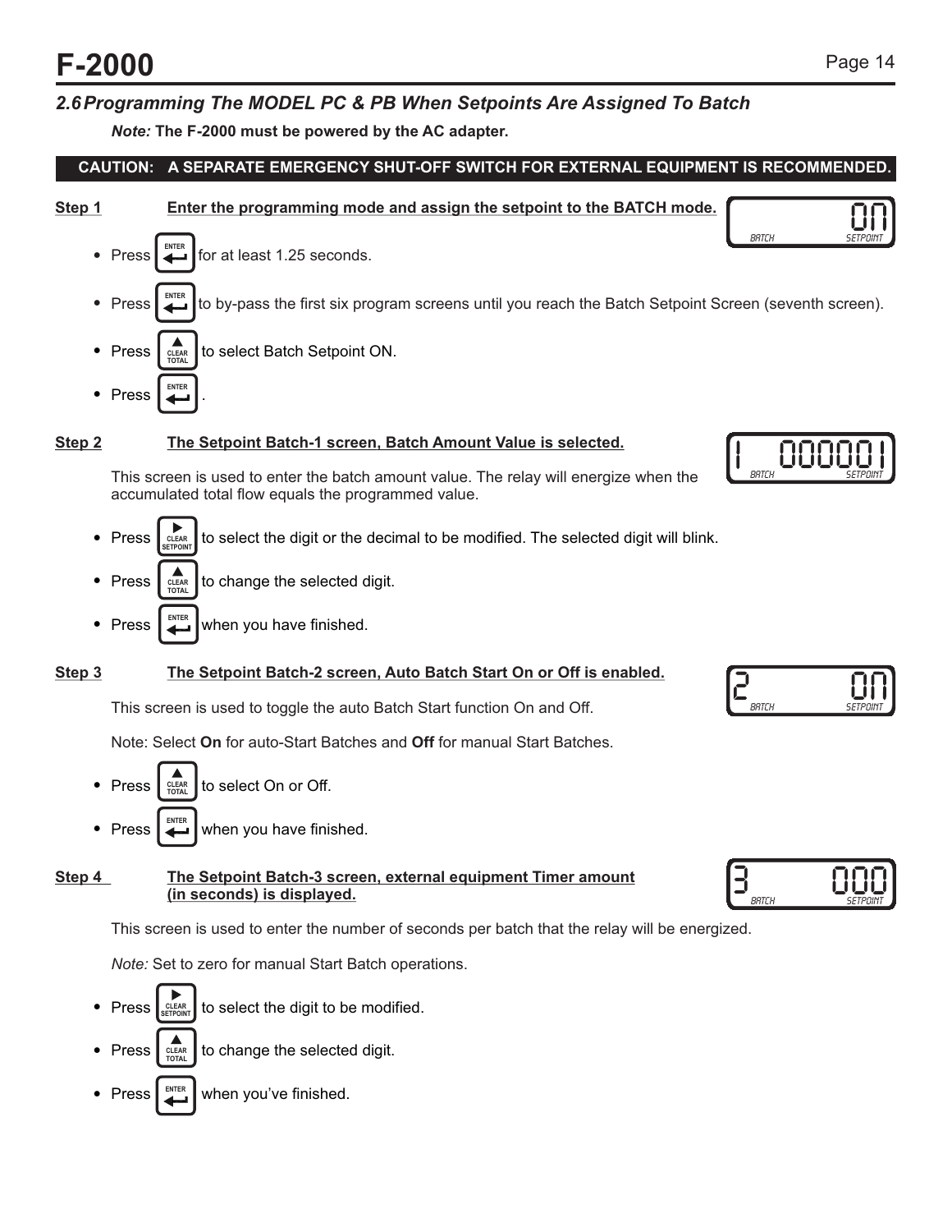## 2.6 Programming The MODEL PC & PB When Setpoints Are Assigned To Batch

***Note:*** **The F-2000 must be powered by the AC adapter.**

**CAUTION: A SEPARATE EMERGENCY SHUT-OFF SWITCH FOR EXTERNAL EQUIPMENT IS RECOMMENDED.**

**Step 1** **Enter the programming mode and assign the setpoint to the BATCH mode.**

ON — BATCH SETPOINT

- Press ENTER for at least 1.25 seconds.
- Press ENTER to by-pass the first six program screens until you reach the Batch Setpoint Screen (seventh screen).
- Press ▲ CLEAR TOTAL to select Batch Setpoint ON.
- Press ENTER .

**Step 2** **The Setpoint Batch-1 screen, Batch Amount Value is selected.**

1 000001 — BATCH SETPOINT

This screen is used to enter the batch amount value. The relay will energize when the accumulated total flow equals the programmed value.

- Press ► CLEAR SETPOINT to select the digit or the decimal to be modified. The selected digit will blink.
- Press ▲ CLEAR TOTAL to change the selected digit.
- Press ENTER when you have finished.

**Step 3** **The Setpoint Batch-2 screen, Auto Batch Start On or Off is enabled.**

2 ON — BATCH SETPOINT

This screen is used to toggle the auto Batch Start function On and Off.

Note: Select **On** for auto-Start Batches and **Off** for manual Start Batches.

- Press ▲ CLEAR TOTAL to select On or Off.
- Press ENTER when you have finished.

**Step 4** **The Setpoint Batch-3 screen, external equipment Timer amount (in seconds) is displayed.**

3 000 — BATCH SETPOINT

This screen is used to enter the number of seconds per batch that the relay will be energized.

*Note:* Set to zero for manual Start Batch operations.

- Press ► CLEAR SETPOINT to select the digit to be modified.
- Press ▲ CLEAR TOTAL to change the selected digit.
- Press ENTER when you've finished.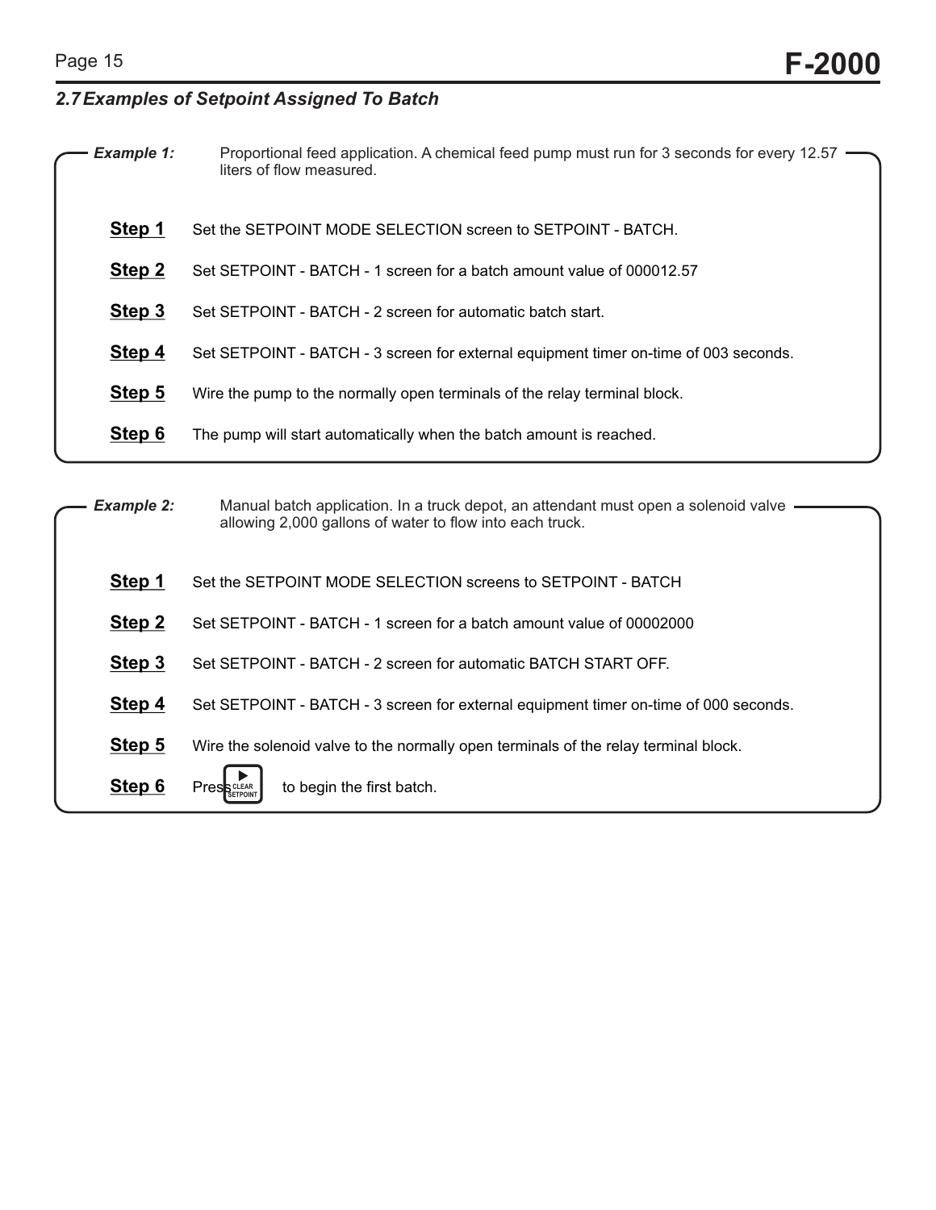## 2.7 Examples of Setpoint Assigned To Batch

***Example 1:*** Proportional feed application. A chemical feed pump must run for 3 seconds for every 12.57 liters of flow measured.

**Step 1** Set the SETPOINT MODE SELECTION screen to SETPOINT - BATCH.

**Step 2** Set SETPOINT - BATCH - 1 screen for a batch amount value of 000012.57

**Step 3** Set SETPOINT - BATCH - 2 screen for automatic batch start.

**Step 4** Set SETPOINT - BATCH - 3 screen for external equipment timer on-time of 003 seconds.

**Step 5** Wire the pump to the normally open terminals of the relay terminal block.

**Step 6** The pump will start automatically when the batch amount is reached.

***Example 2:*** Manual batch application. In a truck depot, an attendant must open a solenoid valve allowing 2,000 gallons of water to flow into each truck.

**Step 1** Set the SETPOINT MODE SELECTION screens to SETPOINT - BATCH

**Step 2** Set SETPOINT - BATCH - 1 screen for a batch amount value of 00002000

**Step 3** Set SETPOINT - BATCH - 2 screen for automatic BATCH START OFF.

**Step 4** Set SETPOINT - BATCH - 3 screen for external equipment timer on-time of 000 seconds.

**Step 5** Wire the solenoid valve to the normally open terminals of the relay terminal block.

**Step 6** Press ▶ CLEAR SETPOINT to begin the first batch.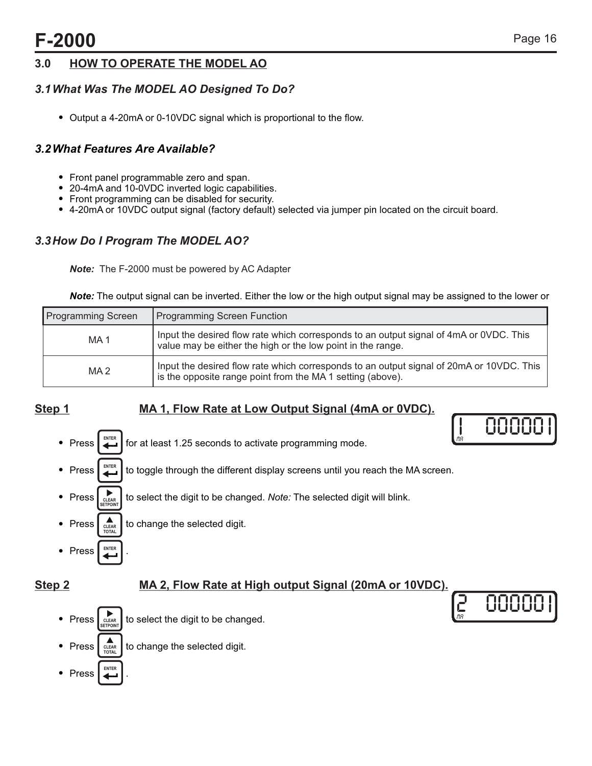# F-2000

## 3.0 HOW TO OPERATE THE MODEL AO

### *3.1 What Was The MODEL AO Designed To Do?*

- Output a 4-20mA or 0-10VDC signal which is proportional to the flow.

### *3.2 What Features Are Available?*

- Front panel programmable zero and span.
- 20-4mA and 10-0VDC inverted logic capabilities.
- Front programming can be disabled for security.
- 4-20mA or 10VDC output signal (factory default) selected via jumper pin located on the circuit board.

### *3.3 How Do I Program The MODEL AO?*

***Note:*** The F-2000 must be powered by AC Adapter

***Note:*** The output signal can be inverted. Either the low or the high output signal may be assigned to the lower or

| Programming Screen | Programming Screen Function |
|---|---|
| MA 1 | Input the desired flow rate which corresponds to an output signal of 4mA or 0VDC. This value may be either the high or the low point in the range. |
| MA 2 | Input the desired flow rate which corresponds to an output signal of 20mA or 10VDC. This is the opposite range point from the MA 1 setting (above). |

**Step 1** **MA 1, Flow Rate at Low Output Signal (4mA or 0VDC).**

1 000001 MA

- Press ENTER for at least 1.25 seconds to activate programming mode.
- Press ENTER to toggle through the different display screens until you reach the MA screen.
- Press CLEAR SETPOINT to select the digit to be changed. *Note:* The selected digit will blink.
- Press CLEAR TOTAL to change the selected digit.
- Press ENTER .

**Step 2** **MA 2, Flow Rate at High output Signal (20mA or 10VDC).**

2 000001 MA

- Press CLEAR SETPOINT to select the digit to be changed.
- Press CLEAR TOTAL to change the selected digit.
- Press ENTER .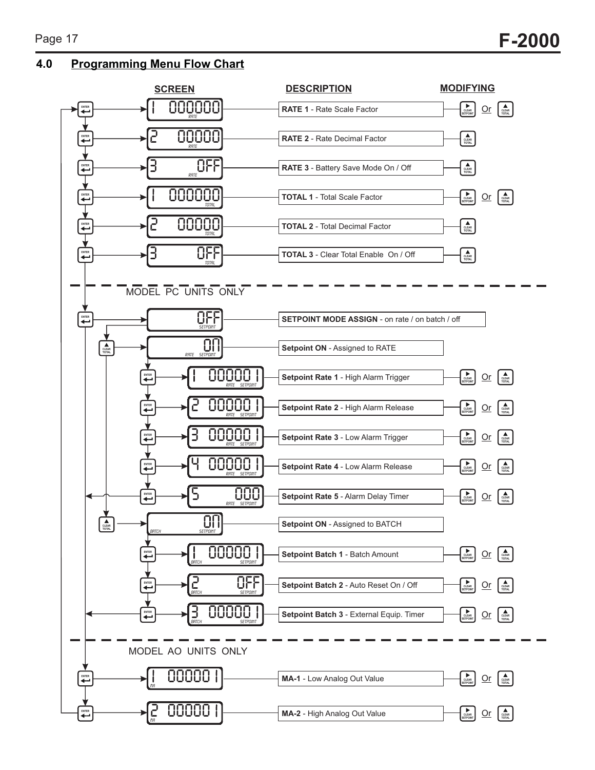## 4.0 Programming Menu Flow Chart

| SCREEN | DESCRIPTION | MODIFYING |
|---|---|---|
| 1 000000 RATE | **RATE 1** - Rate Scale Factor | CLEAR SETPOINT Or CLEAR TOTAL |
| 2 00000 RATE | **RATE 2** - Rate Decimal Factor | CLEAR TOTAL |
| 3 OFF RATE | **RATE 3** - Battery Save Mode On / Off | CLEAR TOTAL |
| 1 000000 TOTAL | **TOTAL 1** - Total Scale Factor | CLEAR SETPOINT Or CLEAR TOTAL |
| 2 00000 TOTAL | **TOTAL 2** - Total Decimal Factor | CLEAR TOTAL |
| 3 OFF TOTAL | **TOTAL 3** - Clear Total Enable On / Off | CLEAR TOTAL |

MODEL PC UNITS ONLY

| SCREEN | DESCRIPTION | MODIFYING |
|---|---|---|
| OFF SETPOINT | **SETPOINT MODE ASSIGN** - on rate / on batch / off | |
| ON RATE SETPOINT | **Setpoint ON** - Assigned to RATE | |
| 1 000001 RATE SETPOINT | **Setpoint Rate 1** - High Alarm Trigger | CLEAR SETPOINT Or CLEAR TOTAL |
| 2 000001 RATE SETPOINT | **Setpoint Rate 2** - High Alarm Release | CLEAR SETPOINT Or CLEAR TOTAL |
| 3 000001 RATE SETPOINT | **Setpoint Rate 3** - Low Alarm Trigger | CLEAR SETPOINT Or CLEAR TOTAL |
| 4 000001 RATE SETPOINT | **Setpoint Rate 4** - Low Alarm Release | CLEAR SETPOINT Or CLEAR TOTAL |
| 5 000 RATE SETPOINT | **Setpoint Rate 5** - Alarm Delay Timer | CLEAR SETPOINT Or CLEAR TOTAL |
| ON BATCH SETPOINT | **Setpoint ON** - Assigned to BATCH | |
| 1 000001 BATCH SETPOINT | **Setpoint Batch 1** - Batch Amount | CLEAR SETPOINT Or CLEAR TOTAL |
| 2 OFF BATCH SETPOINT | **Setpoint Batch 2** - Auto Reset On / Off | CLEAR SETPOINT Or CLEAR TOTAL |
| 3 000001 BATCH SETPOINT | **Setpoint Batch 3** - External Equip. Timer | CLEAR SETPOINT Or CLEAR TOTAL |

MODEL AO UNITS ONLY

| SCREEN | DESCRIPTION | MODIFYING |
|---|---|---|
| 1 000001 MA | **MA-1** - Low Analog Out Value | CLEAR SETPOINT Or CLEAR TOTAL |
| 2 000001 MA | **MA-2** - High Analog Out Value | CLEAR SETPOINT Or CLEAR TOTAL |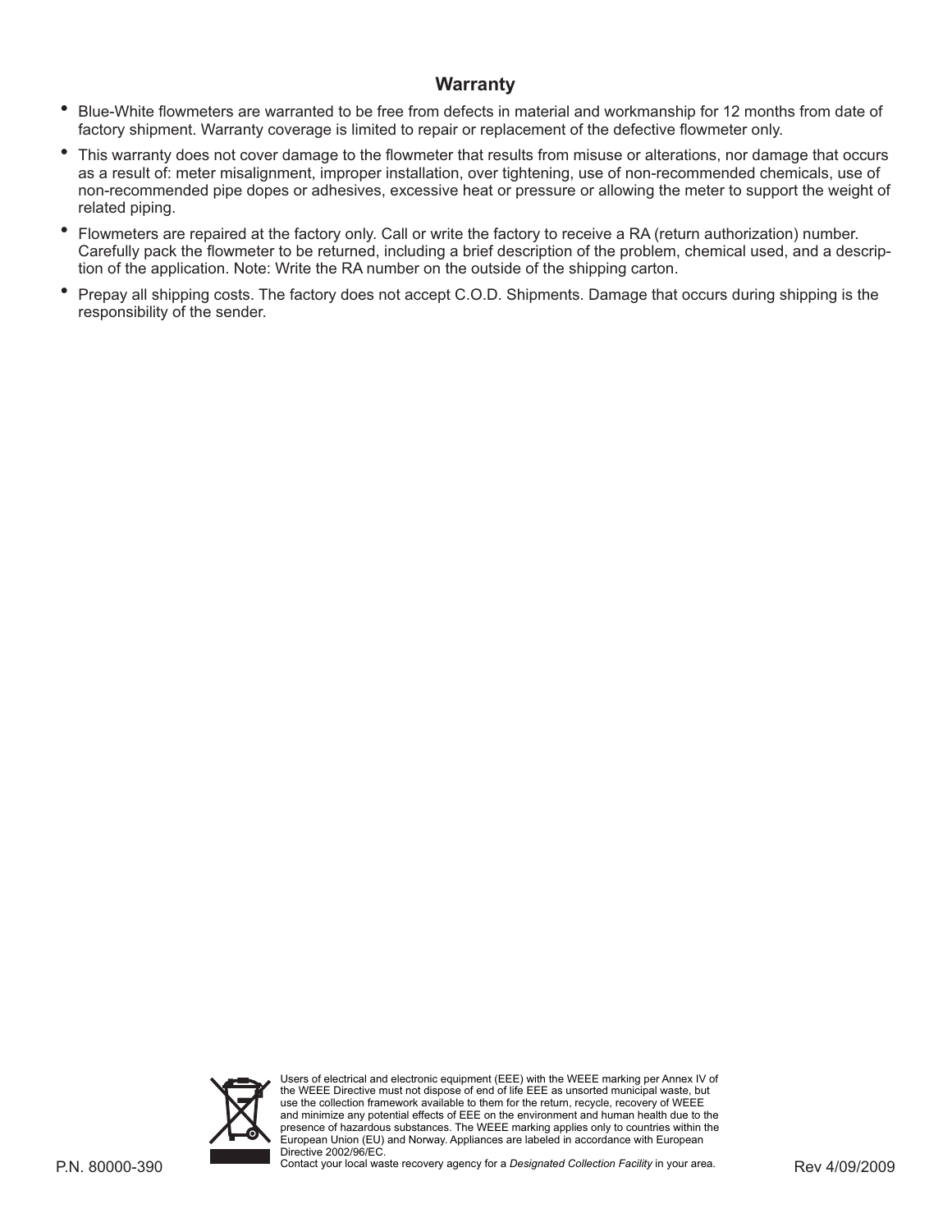## Warranty

- Blue-White flowmeters are warranted to be free from defects in material and workmanship for 12 months from date of factory shipment. Warranty coverage is limited to repair or replacement of the defective flowmeter only.
- This warranty does not cover damage to the flowmeter that results from misuse or alterations, nor damage that occurs as a result of: meter misalignment, improper installation, over tightening, use of non-recommended chemicals, use of non-recommended pipe dopes or adhesives, excessive heat or pressure or allowing the meter to support the weight of related piping.
- Flowmeters are repaired at the factory only. Call or write the factory to receive a RA (return authorization) number. Carefully pack the flowmeter to be returned, including a brief description of the problem, chemical used, and a description of the application. Note: Write the RA number on the outside of the shipping carton.
- Prepay all shipping costs. The factory does not accept C.O.D. Shipments. Damage that occurs during shipping is the responsibility of the sender.

Users of electrical and electronic equipment (EEE) with the WEEE marking per Annex IV of the WEEE Directive must not dispose of end of life EEE as unsorted municipal waste, but use the collection framework available to them for the return, recycle, recovery of WEEE and minimize any potential effects of EEE on the environment and human health due to the presence of hazardous substances. The WEEE marking applies only to countries within the European Union (EU) and Norway. Appliances are labeled in accordance with European Directive 2002/96/EC.
Contact your local waste recovery agency for a *Designated Collection Facility* in your area.

P.N. 80000-390

Rev 4/09/2009